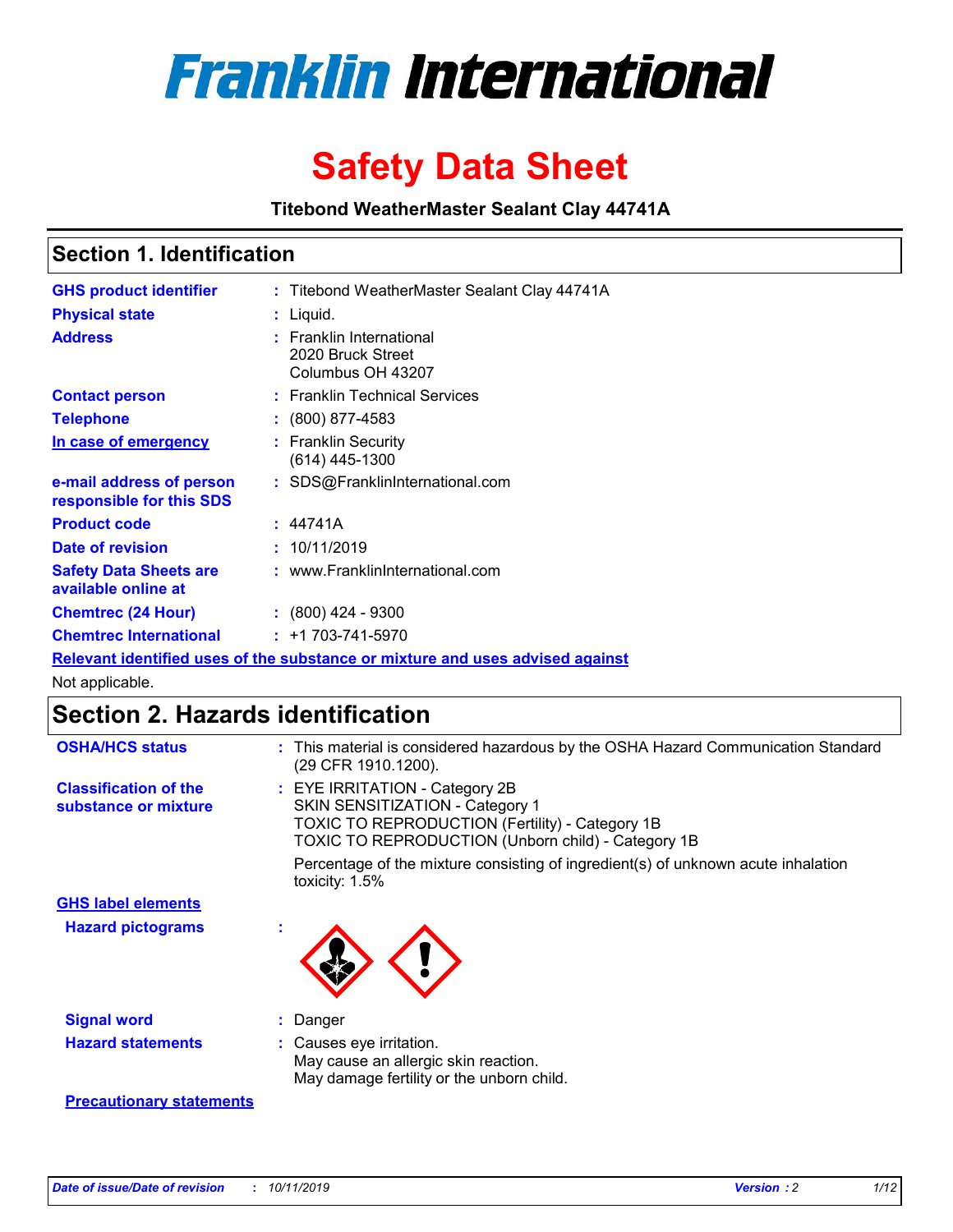# Franklin International

# Safety Data Sheet

**Titebond WeatherMaster Sealant Clay 44741A**

## Section 1. Identification

| | | |
|---|---|---|
| **GHS product identifier** | : | Titebond WeatherMaster Sealant Clay 44741A |
| **Physical state** | : | Liquid. |
| **Address** | : | Franklin International<br>2020 Bruck Street<br>Columbus OH 43207 |
| **Contact person** | : | Franklin Technical Services |
| **Telephone** | : | (800) 877-4583 |
| **In case of emergency** | : | Franklin Security<br>(614) 445-1300 |
| **e-mail address of person responsible for this SDS** | : | SDS@FranklinInternational.com |
| **Product code** | : | 44741A |
| **Date of revision** | : | 10/11/2019 |
| **Safety Data Sheets are available online at** | : | www.FranklinInternational.com |
| **Chemtrec (24 Hour)** | : | (800) 424 - 9300 |
| **Chemtrec International** | : | +1 703-741-5970 |

**Relevant identified uses of the substance or mixture and uses advised against**

Not applicable.

## Section 2. Hazards identification

**OSHA/HCS status** : This material is considered hazardous by the OSHA Hazard Communication Standard (29 CFR 1910.1200).

**Classification of the substance or mixture** : EYE IRRITATION - Category 2B
SKIN SENSITIZATION - Category 1
TOXIC TO REPRODUCTION (Fertility) - Category 1B
TOXIC TO REPRODUCTION (Unborn child) - Category 1B

Percentage of the mixture consisting of ingredient(s) of unknown acute inhalation toxicity: 1.5%

**GHS label elements**

**Hazard pictograms** :

**Signal word** : Danger

**Hazard statements** : Causes eye irritation.
May cause an allergic skin reaction.
May damage fertility or the unborn child.

**Precautionary statements**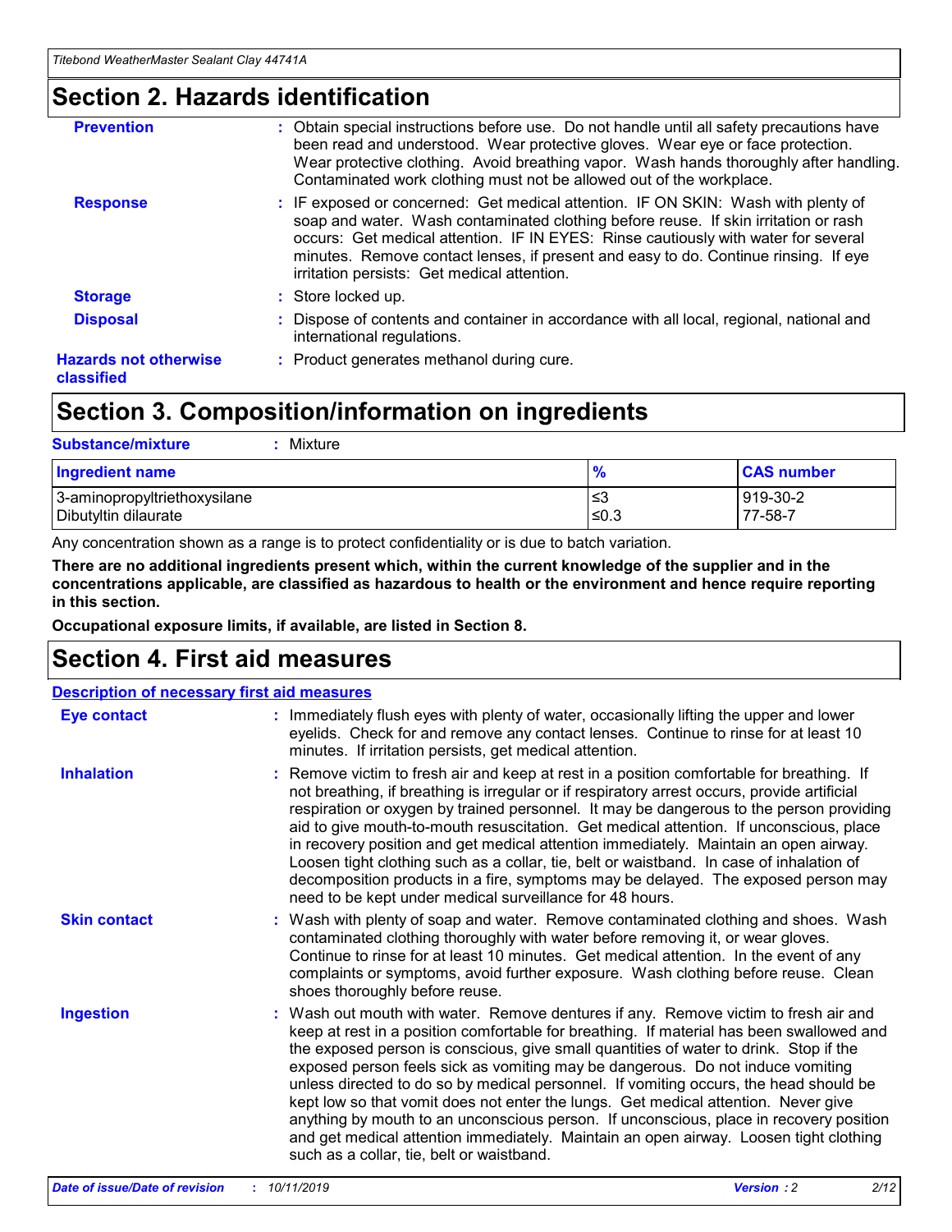## Section 2. Hazards identification

| | |
|---|---|
| **Prevention** | : Obtain special instructions before use. Do not handle until all safety precautions have been read and understood. Wear protective gloves. Wear eye or face protection. Wear protective clothing. Avoid breathing vapor. Wash hands thoroughly after handling. Contaminated work clothing must not be allowed out of the workplace. |
| **Response** | : IF exposed or concerned: Get medical attention. IF ON SKIN: Wash with plenty of soap and water. Wash contaminated clothing before reuse. If skin irritation or rash occurs: Get medical attention. IF IN EYES: Rinse cautiously with water for several minutes. Remove contact lenses, if present and easy to do. Continue rinsing. If eye irritation persists: Get medical attention. |
| **Storage** | : Store locked up. |
| **Disposal** | : Dispose of contents and container in accordance with all local, regional, national and international regulations. |
| **Hazards not otherwise classified** | : Product generates methanol during cure. |

## Section 3. Composition/information on ingredients

**Substance/mixture** : Mixture

| Ingredient name | % | CAS number |
|---|---|---|
| 3-aminopropyltriethoxysilane | ≤3 | 919-30-2 |
| Dibutyltin dilaurate | ≤0.3 | 77-58-7 |

Any concentration shown as a range is to protect confidentiality or is due to batch variation.

**There are no additional ingredients present which, within the current knowledge of the supplier and in the concentrations applicable, are classified as hazardous to health or the environment and hence require reporting in this section.**

**Occupational exposure limits, if available, are listed in Section 8.**

## Section 4. First aid measures

**Description of necessary first aid measures**

| | |
|---|---|
| **Eye contact** | : Immediately flush eyes with plenty of water, occasionally lifting the upper and lower eyelids. Check for and remove any contact lenses. Continue to rinse for at least 10 minutes. If irritation persists, get medical attention. |
| **Inhalation** | : Remove victim to fresh air and keep at rest in a position comfortable for breathing. If not breathing, if breathing is irregular or if respiratory arrest occurs, provide artificial respiration or oxygen by trained personnel. It may be dangerous to the person providing aid to give mouth-to-mouth resuscitation. Get medical attention. If unconscious, place in recovery position and get medical attention immediately. Maintain an open airway. Loosen tight clothing such as a collar, tie, belt or waistband. In case of inhalation of decomposition products in a fire, symptoms may be delayed. The exposed person may need to be kept under medical surveillance for 48 hours. |
| **Skin contact** | : Wash with plenty of soap and water. Remove contaminated clothing and shoes. Wash contaminated clothing thoroughly with water before removing it, or wear gloves. Continue to rinse for at least 10 minutes. Get medical attention. In the event of any complaints or symptoms, avoid further exposure. Wash clothing before reuse. Clean shoes thoroughly before reuse. |
| **Ingestion** | : Wash out mouth with water. Remove dentures if any. Remove victim to fresh air and keep at rest in a position comfortable for breathing. If material has been swallowed and the exposed person is conscious, give small quantities of water to drink. Stop if the exposed person feels sick as vomiting may be dangerous. Do not induce vomiting unless directed to do so by medical personnel. If vomiting occurs, the head should be kept low so that vomit does not enter the lungs. Get medical attention. Never give anything by mouth to an unconscious person. If unconscious, place in recovery position and get medical attention immediately. Maintain an open airway. Loosen tight clothing such as a collar, tie, belt or waistband. |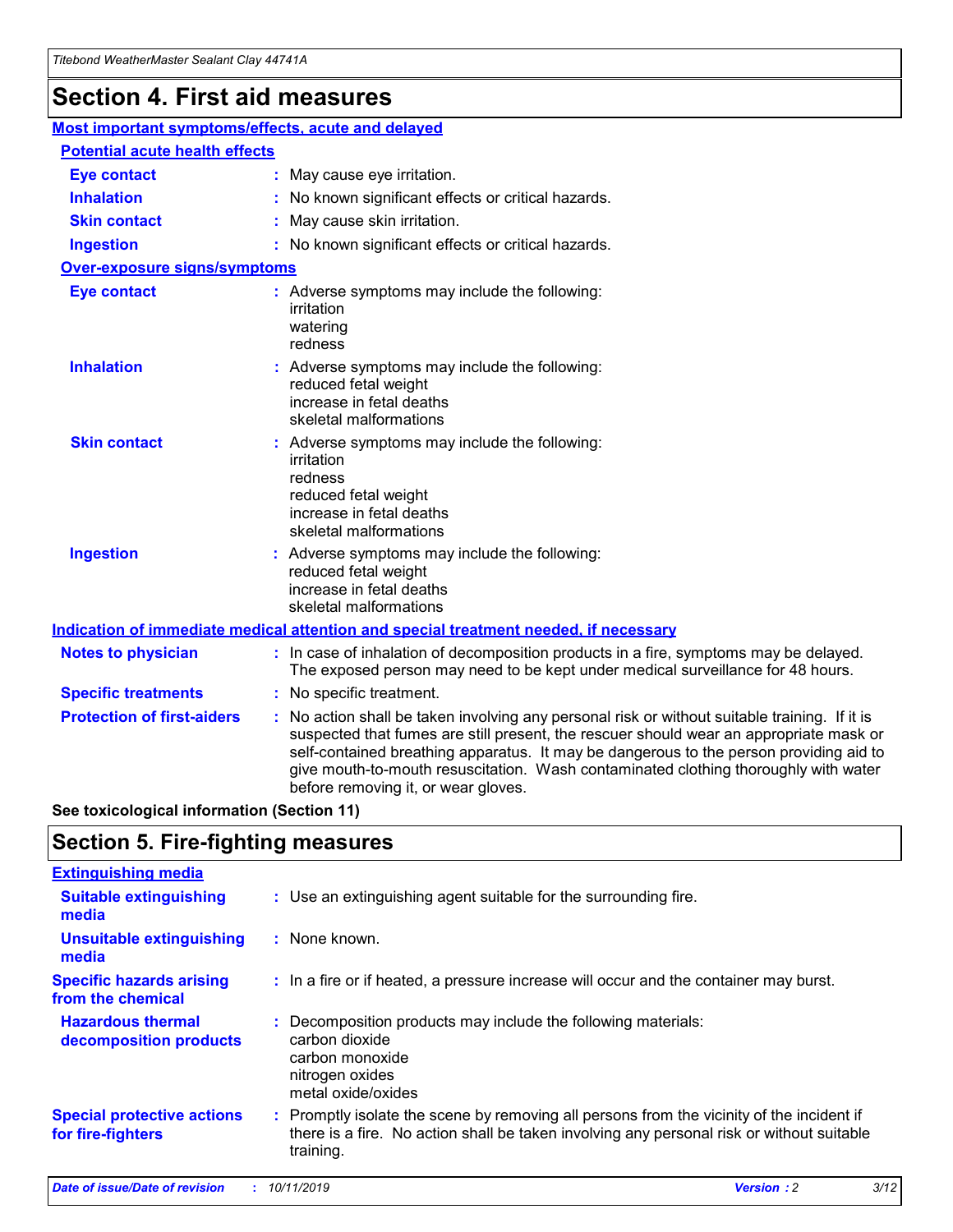# Section 4. First aid measures

### Most important symptoms/effects, acute and delayed

#### Potential acute health effects

**Eye contact** : May cause eye irritation.

**Inhalation** : No known significant effects or critical hazards.

**Skin contact** : May cause skin irritation.

**Ingestion** : No known significant effects or critical hazards.

#### Over-exposure signs/symptoms

**Eye contact** : Adverse symptoms may include the following:
irritation
watering
redness

**Inhalation** : Adverse symptoms may include the following:
reduced fetal weight
increase in fetal deaths
skeletal malformations

**Skin contact** : Adverse symptoms may include the following:
irritation
redness
reduced fetal weight
increase in fetal deaths
skeletal malformations

**Ingestion** : Adverse symptoms may include the following:
reduced fetal weight
increase in fetal deaths
skeletal malformations

### Indication of immediate medical attention and special treatment needed, if necessary

**Notes to physician** : In case of inhalation of decomposition products in a fire, symptoms may be delayed. The exposed person may need to be kept under medical surveillance for 48 hours.

**Specific treatments** : No specific treatment.

**Protection of first-aiders** : No action shall be taken involving any personal risk or without suitable training. If it is suspected that fumes are still present, the rescuer should wear an appropriate mask or self-contained breathing apparatus. It may be dangerous to the person providing aid to give mouth-to-mouth resuscitation. Wash contaminated clothing thoroughly with water before removing it, or wear gloves.

**See toxicological information (Section 11)**

# Section 5. Fire-fighting measures

### Extinguishing media

**Suitable extinguishing media** : Use an extinguishing agent suitable for the surrounding fire.

**Unsuitable extinguishing media** : None known.

**Specific hazards arising from the chemical** : In a fire or if heated, a pressure increase will occur and the container may burst.

**Hazardous thermal decomposition products** : Decomposition products may include the following materials:
carbon dioxide
carbon monoxide
nitrogen oxides
metal oxide/oxides

**Special protective actions for fire-fighters** : Promptly isolate the scene by removing all persons from the vicinity of the incident if there is a fire. No action shall be taken involving any personal risk or without suitable training.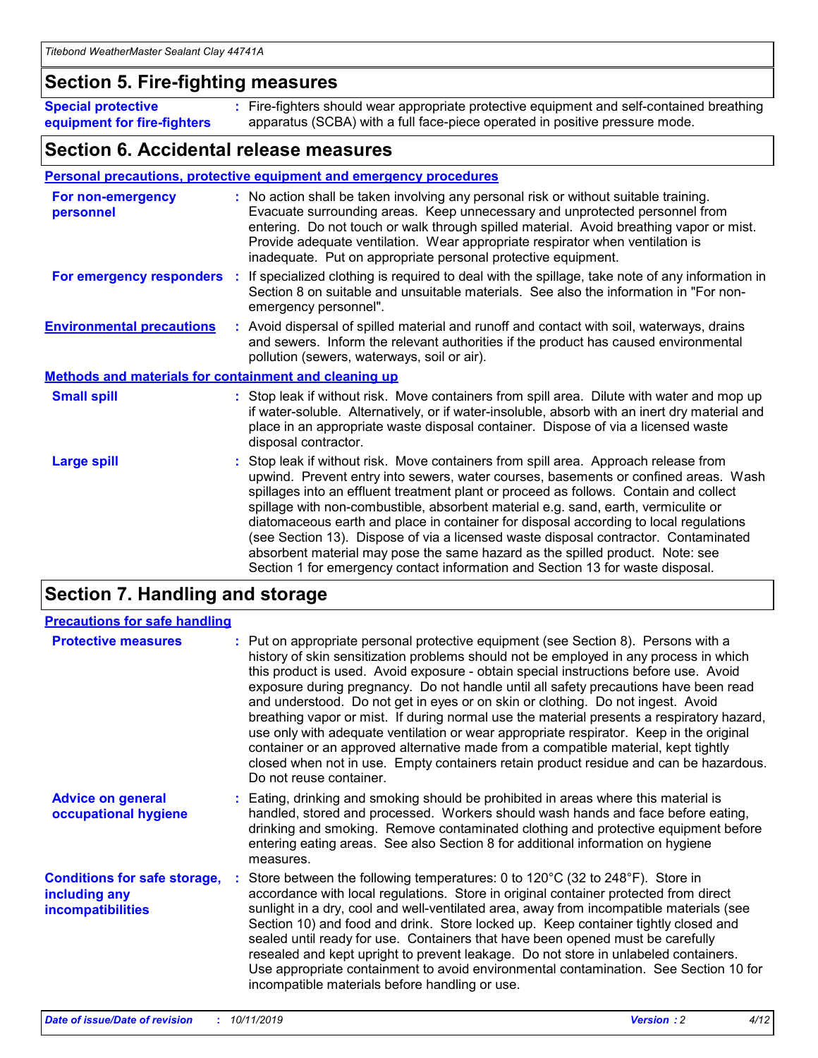## Section 5. Fire-fighting measures

**Special protective equipment for fire-fighters** : Fire-fighters should wear appropriate protective equipment and self-contained breathing apparatus (SCBA) with a full face-piece operated in positive pressure mode.

## Section 6. Accidental release measures

### Personal precautions, protective equipment and emergency procedures

**For non-emergency personnel** : No action shall be taken involving any personal risk or without suitable training. Evacuate surrounding areas. Keep unnecessary and unprotected personnel from entering. Do not touch or walk through spilled material. Avoid breathing vapor or mist. Provide adequate ventilation. Wear appropriate respirator when ventilation is inadequate. Put on appropriate personal protective equipment.

**For emergency responders** : If specialized clothing is required to deal with the spillage, take note of any information in Section 8 on suitable and unsuitable materials. See also the information in "For non-emergency personnel".

**Environmental precautions** : Avoid dispersal of spilled material and runoff and contact with soil, waterways, drains and sewers. Inform the relevant authorities if the product has caused environmental pollution (sewers, waterways, soil or air).

### Methods and materials for containment and cleaning up

**Small spill** : Stop leak if without risk. Move containers from spill area. Dilute with water and mop up if water-soluble. Alternatively, or if water-insoluble, absorb with an inert dry material and place in an appropriate waste disposal container. Dispose of via a licensed waste disposal contractor.

**Large spill** : Stop leak if without risk. Move containers from spill area. Approach release from upwind. Prevent entry into sewers, water courses, basements or confined areas. Wash spillages into an effluent treatment plant or proceed as follows. Contain and collect spillage with non-combustible, absorbent material e.g. sand, earth, vermiculite or diatomaceous earth and place in container for disposal according to local regulations (see Section 13). Dispose of via a licensed waste disposal contractor. Contaminated absorbent material may pose the same hazard as the spilled product. Note: see Section 1 for emergency contact information and Section 13 for waste disposal.

## Section 7. Handling and storage

### Precautions for safe handling

**Protective measures** : Put on appropriate personal protective equipment (see Section 8). Persons with a history of skin sensitization problems should not be employed in any process in which this product is used. Avoid exposure - obtain special instructions before use. Avoid exposure during pregnancy. Do not handle until all safety precautions have been read and understood. Do not get in eyes or on skin or clothing. Do not ingest. Avoid breathing vapor or mist. If during normal use the material presents a respiratory hazard, use only with adequate ventilation or wear appropriate respirator. Keep in the original container or an approved alternative made from a compatible material, kept tightly closed when not in use. Empty containers retain product residue and can be hazardous. Do not reuse container.

**Advice on general occupational hygiene** : Eating, drinking and smoking should be prohibited in areas where this material is handled, stored and processed. Workers should wash hands and face before eating, drinking and smoking. Remove contaminated clothing and protective equipment before entering eating areas. See also Section 8 for additional information on hygiene measures.

**Conditions for safe storage, including any incompatibilities** : Store between the following temperatures: 0 to 120°C (32 to 248°F). Store in accordance with local regulations. Store in original container protected from direct sunlight in a dry, cool and well-ventilated area, away from incompatible materials (see Section 10) and food and drink. Store locked up. Keep container tightly closed and sealed until ready for use. Containers that have been opened must be carefully resealed and kept upright to prevent leakage. Do not store in unlabeled containers. Use appropriate containment to avoid environmental contamination. See Section 10 for incompatible materials before handling or use.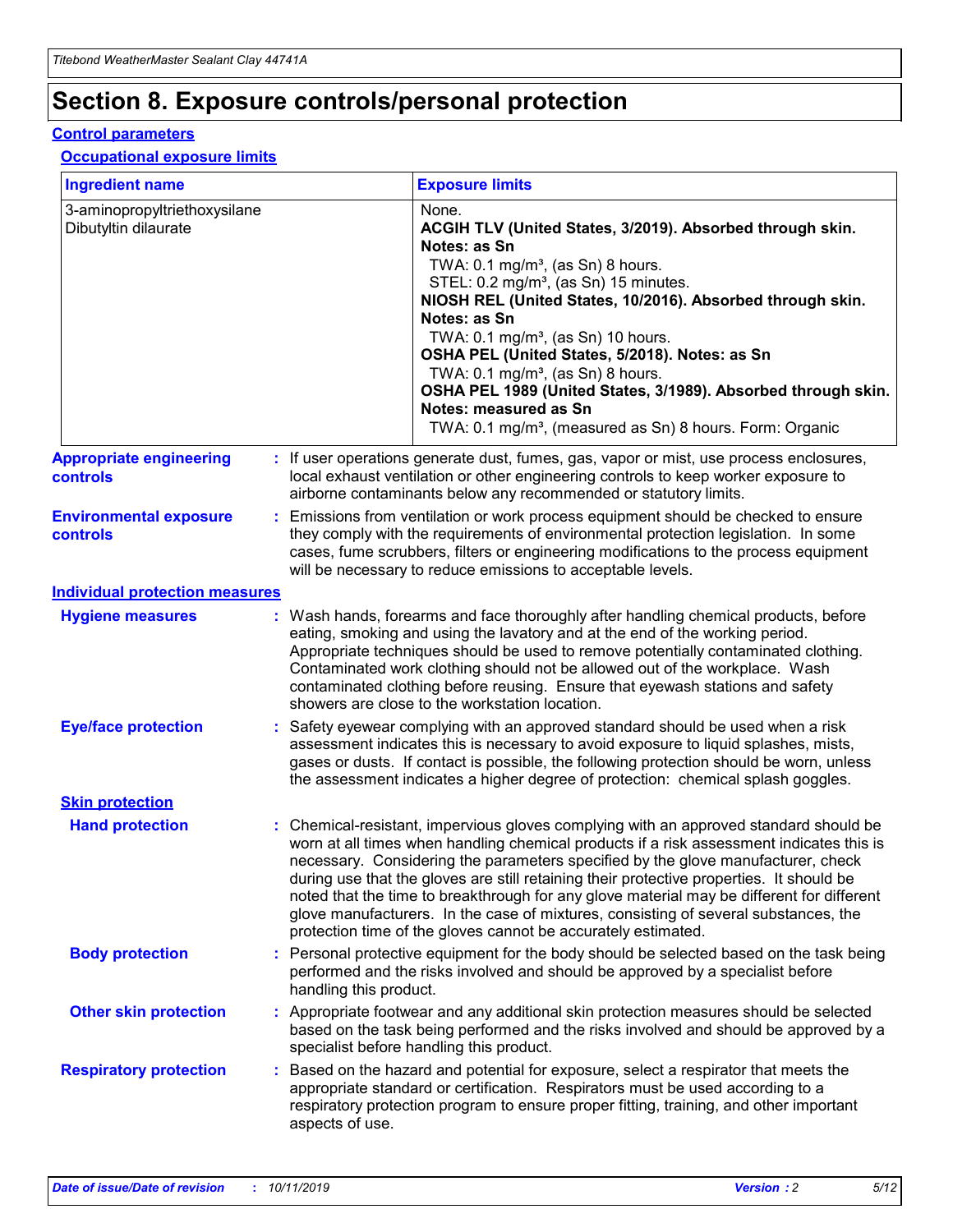# Section 8. Exposure controls/personal protection

## Control parameters

### Occupational exposure limits

| Ingredient name | Exposure limits |
| --- | --- |
| 3-aminopropyltriethoxysilane<br>Dibutyltin dilaurate | None.<br>**ACGIH TLV (United States, 3/2019). Absorbed through skin. Notes: as Sn**<br>TWA: 0.1 mg/m³, (as Sn) 8 hours.<br>STEL: 0.2 mg/m³, (as Sn) 15 minutes.<br>**NIOSH REL (United States, 10/2016). Absorbed through skin. Notes: as Sn**<br>TWA: 0.1 mg/m³, (as Sn) 10 hours.<br>**OSHA PEL (United States, 5/2018). Notes: as Sn**<br>TWA: 0.1 mg/m³, (as Sn) 8 hours.<br>**OSHA PEL 1989 (United States, 3/1989). Absorbed through skin. Notes: measured as Sn**<br>TWA: 0.1 mg/m³, (measured as Sn) 8 hours. Form: Organic |

**Appropriate engineering controls** : If user operations generate dust, fumes, gas, vapor or mist, use process enclosures, local exhaust ventilation or other engineering controls to keep worker exposure to airborne contaminants below any recommended or statutory limits.

**Environmental exposure controls** : Emissions from ventilation or work process equipment should be checked to ensure they comply with the requirements of environmental protection legislation. In some cases, fume scrubbers, filters or engineering modifications to the process equipment will be necessary to reduce emissions to acceptable levels.

## Individual protection measures

**Hygiene measures** : Wash hands, forearms and face thoroughly after handling chemical products, before eating, smoking and using the lavatory and at the end of the working period. Appropriate techniques should be used to remove potentially contaminated clothing. Contaminated work clothing should not be allowed out of the workplace. Wash contaminated clothing before reusing. Ensure that eyewash stations and safety showers are close to the workstation location.

**Eye/face protection** : Safety eyewear complying with an approved standard should be used when a risk assessment indicates this is necessary to avoid exposure to liquid splashes, mists, gases or dusts. If contact is possible, the following protection should be worn, unless the assessment indicates a higher degree of protection: chemical splash goggles.

### Skin protection

**Hand protection** : Chemical-resistant, impervious gloves complying with an approved standard should be worn at all times when handling chemical products if a risk assessment indicates this is necessary. Considering the parameters specified by the glove manufacturer, check during use that the gloves are still retaining their protective properties. It should be noted that the time to breakthrough for any glove material may be different for different glove manufacturers. In the case of mixtures, consisting of several substances, the protection time of the gloves cannot be accurately estimated.

**Body protection** : Personal protective equipment for the body should be selected based on the task being performed and the risks involved and should be approved by a specialist before handling this product.

**Other skin protection** : Appropriate footwear and any additional skin protection measures should be selected based on the task being performed and the risks involved and should be approved by a specialist before handling this product.

**Respiratory protection** : Based on the hazard and potential for exposure, select a respirator that meets the appropriate standard or certification. Respirators must be used according to a respiratory protection program to ensure proper fitting, training, and other important aspects of use.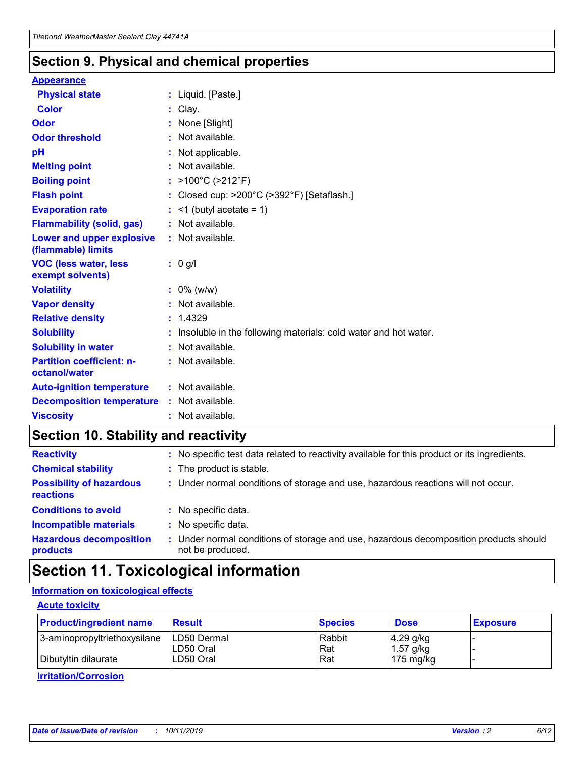## Section 9. Physical and chemical properties

### Appearance

| | | |
|---|---|---|
| **Physical state** | : | Liquid. [Paste.] |
| **Color** | : | Clay. |
| **Odor** | : | None [Slight] |
| **Odor threshold** | : | Not available. |
| **pH** | : | Not applicable. |
| **Melting point** | : | Not available. |
| **Boiling point** | : | >100°C (>212°F) |
| **Flash point** | : | Closed cup: >200°C (>392°F) [Setaflash.] |
| **Evaporation rate** | : | <1 (butyl acetate = 1) |
| **Flammability (solid, gas)** | : | Not available. |
| **Lower and upper explosive (flammable) limits** | : | Not available. |
| **VOC (less water, less exempt solvents)** | : | 0 g/l |
| **Volatility** | : | 0% (w/w) |
| **Vapor density** | : | Not available. |
| **Relative density** | : | 1.4329 |
| **Solubility** | : | Insoluble in the following materials: cold water and hot water. |
| **Solubility in water** | : | Not available. |
| **Partition coefficient: n-octanol/water** | : | Not available. |
| **Auto-ignition temperature** | : | Not available. |
| **Decomposition temperature** | : | Not available. |
| **Viscosity** | : | Not available. |

## Section 10. Stability and reactivity

| | | |
|---|---|---|
| **Reactivity** | : | No specific test data related to reactivity available for this product or its ingredients. |
| **Chemical stability** | : | The product is stable. |
| **Possibility of hazardous reactions** | : | Under normal conditions of storage and use, hazardous reactions will not occur. |
| **Conditions to avoid** | : | No specific data. |
| **Incompatible materials** | : | No specific data. |
| **Hazardous decomposition products** | : | Under normal conditions of storage and use, hazardous decomposition products should not be produced. |

## Section 11. Toxicological information

### Information on toxicological effects

#### Acute toxicity

| Product/ingredient name | Result | Species | Dose | Exposure |
|---|---|---|---|---|
| 3-aminopropyltriethoxysilane | LD50 Dermal | Rabbit | 4.29 g/kg | - |
| | LD50 Oral | Rat | 1.57 g/kg | - |
| Dibutyltin dilaurate | LD50 Oral | Rat | 175 mg/kg | - |

#### Irritation/Corrosion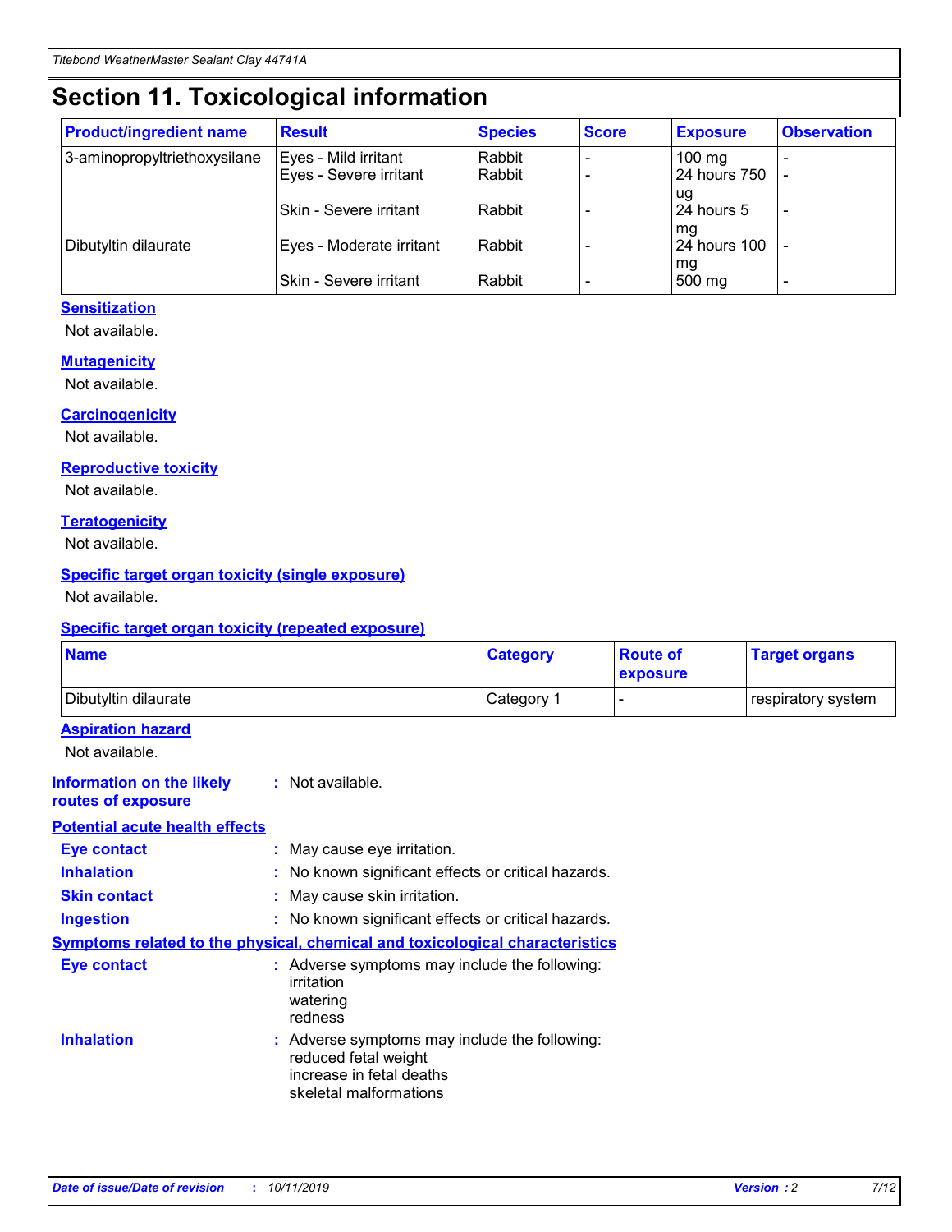# Section 11. Toxicological information

| Product/ingredient name | Result | Species | Score | Exposure | Observation |
| --- | --- | --- | --- | --- | --- |
| 3-aminopropyltriethoxysilane | Eyes - Mild irritant | Rabbit | - | 100 mg | - |
| | Eyes - Severe irritant | Rabbit | - | 24 hours 750 ug | - |
| | Skin - Severe irritant | Rabbit | - | 24 hours 5 mg | - |
| Dibutyltin dilaurate | Eyes - Moderate irritant | Rabbit | - | 24 hours 100 mg | - |
| | Skin - Severe irritant | Rabbit | - | 500 mg | - |

**Sensitization**

Not available.

**Mutagenicity**

Not available.

**Carcinogenicity**

Not available.

**Reproductive toxicity**

Not available.

**Teratogenicity**

Not available.

**Specific target organ toxicity (single exposure)**

Not available.

**Specific target organ toxicity (repeated exposure)**

| Name | Category | Route of exposure | Target organs |
| --- | --- | --- | --- |
| Dibutyltin dilaurate | Category 1 | - | respiratory system |

**Aspiration hazard**

Not available.

**Information on the likely routes of exposure** : Not available.

**Potential acute health effects**

**Eye contact** : May cause eye irritation.

**Inhalation** : No known significant effects or critical hazards.

**Skin contact** : May cause skin irritation.

**Ingestion** : No known significant effects or critical hazards.

**Symptoms related to the physical, chemical and toxicological characteristics**

**Eye contact** : Adverse symptoms may include the following:
irritation
watering
redness

**Inhalation** : Adverse symptoms may include the following:
reduced fetal weight
increase in fetal deaths
skeletal malformations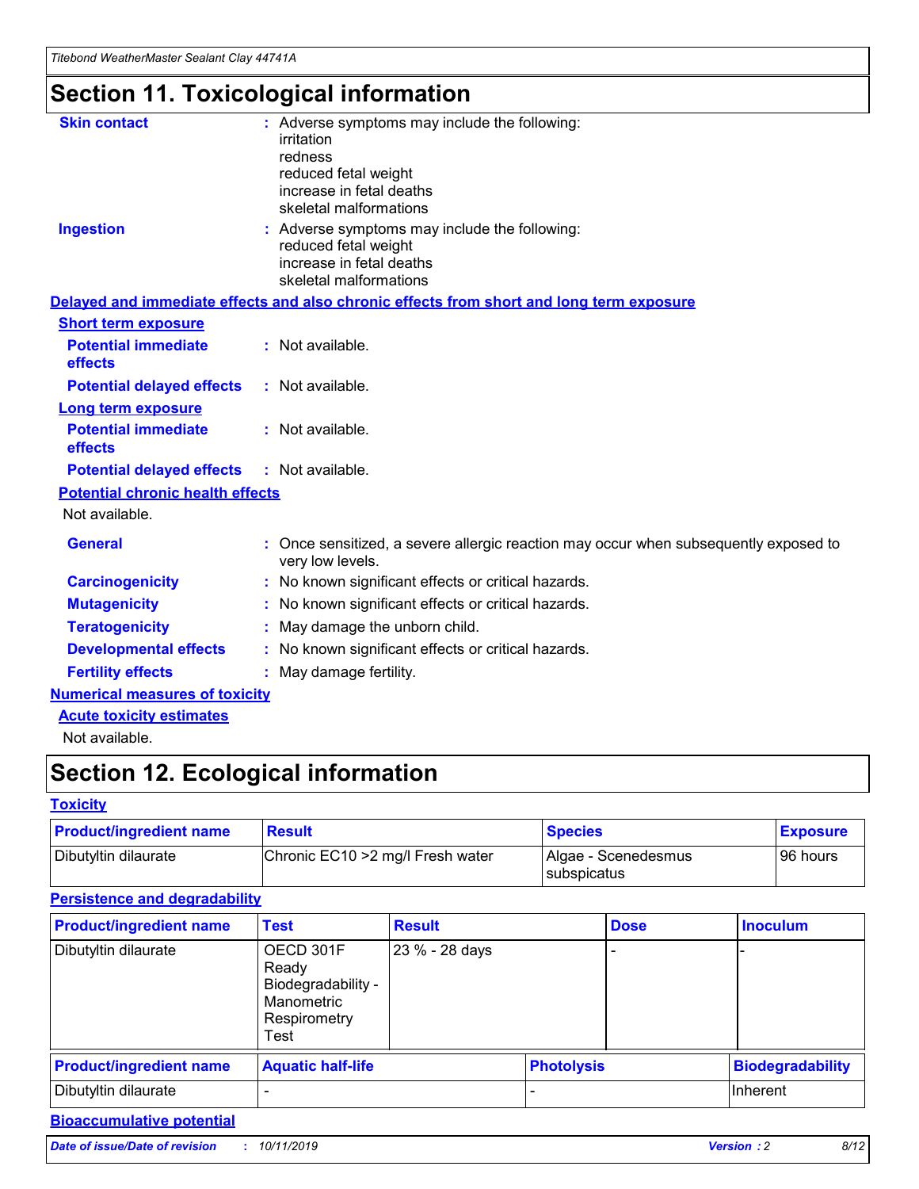# Section 11. Toxicological information

**Skin contact** : Adverse symptoms may include the following:
irritation
redness
reduced fetal weight
increase in fetal deaths
skeletal malformations

**Ingestion** : Adverse symptoms may include the following:
reduced fetal weight
increase in fetal deaths
skeletal malformations

**Delayed and immediate effects and also chronic effects from short and long term exposure**

**Short term exposure**

**Potential immediate effects** : Not available.

**Potential delayed effects** : Not available.

**Long term exposure**

**Potential immediate effects** : Not available.

**Potential delayed effects** : Not available.

**Potential chronic health effects**

Not available.

**General** : Once sensitized, a severe allergic reaction may occur when subsequently exposed to very low levels.

**Carcinogenicity** : No known significant effects or critical hazards.

**Mutagenicity** : No known significant effects or critical hazards.

**Teratogenicity** : May damage the unborn child.

**Developmental effects** : No known significant effects or critical hazards.

**Fertility effects** : May damage fertility.

**Numerical measures of toxicity**

**Acute toxicity estimates**

Not available.

# Section 12. Ecological information

**Toxicity**

| Product/ingredient name | Result | Species | Exposure |
|---|---|---|---|
| Dibutyltin dilaurate | Chronic EC10 >2 mg/l Fresh water | Algae - Scenedesmus subspicatus | 96 hours |

**Persistence and degradability**

| Product/ingredient name | Test | Result | Dose | Inoculum |
|---|---|---|---|---|
| Dibutyltin dilaurate | OECD 301F Ready Biodegradability - Manometric Respirometry Test | 23 % - 28 days | - | - |

| Product/ingredient name | Aquatic half-life | Photolysis | Biodegradability |
|---|---|---|---|
| Dibutyltin dilaurate | - | - | Inherent |

**Bioaccumulative potential**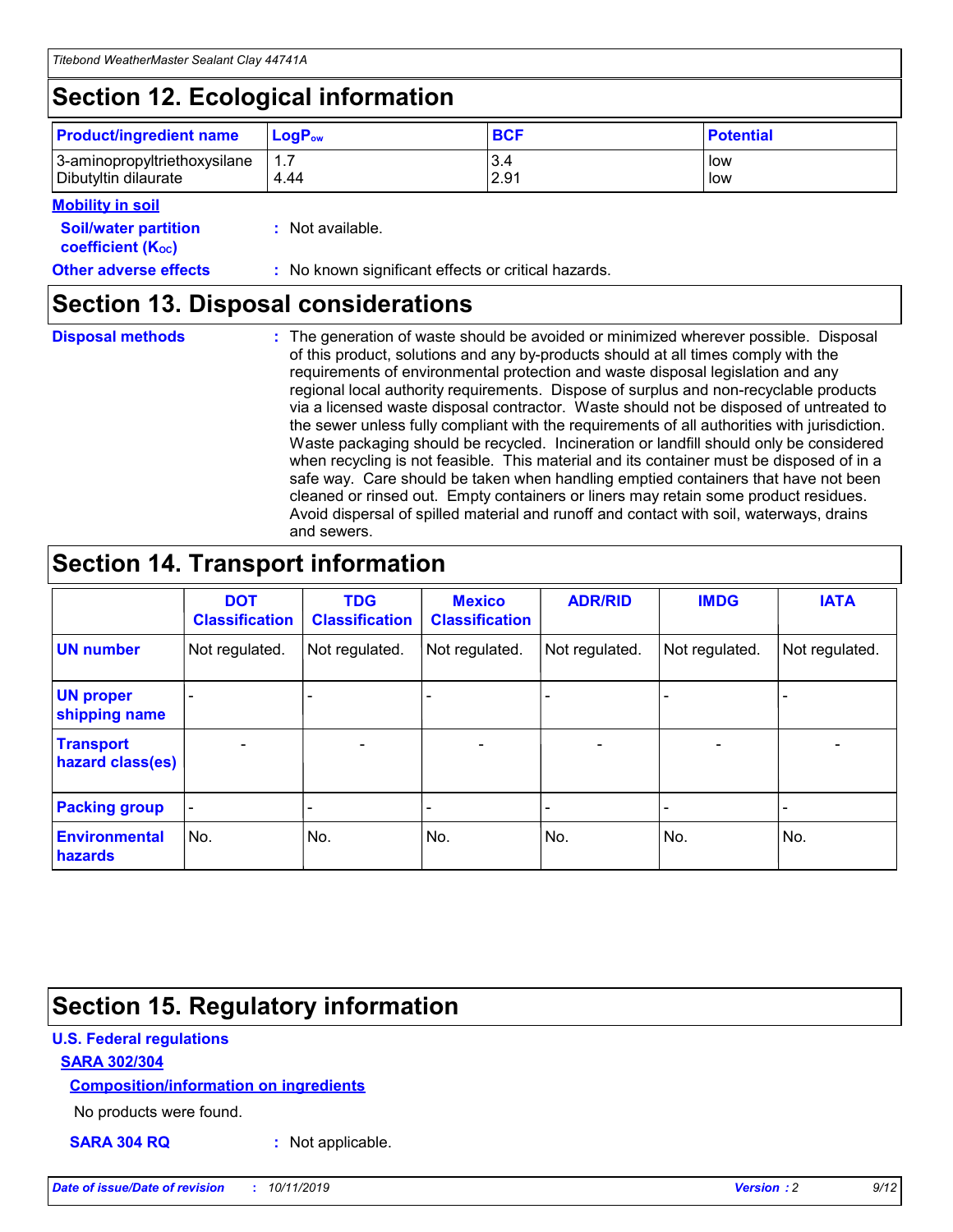## Section 12. Ecological information

| Product/ingredient name | $LogP_{ow}$ | BCF | Potential |
|---|---|---|---|
| 3-aminopropyltriethoxysilane | 1.7 | 3.4 | low |
| Dibutyltin dilaurate | 4.44 | 2.91 | low |

**Mobility in soil**

**Soil/water partition coefficient ($K_{OC}$)** : Not available.

**Other adverse effects** : No known significant effects or critical hazards.

## Section 13. Disposal considerations

**Disposal methods** : The generation of waste should be avoided or minimized wherever possible. Disposal of this product, solutions and any by-products should at all times comply with the requirements of environmental protection and waste disposal legislation and any regional local authority requirements. Dispose of surplus and non-recyclable products via a licensed waste disposal contractor. Waste should not be disposed of untreated to the sewer unless fully compliant with the requirements of all authorities with jurisdiction. Waste packaging should be recycled. Incineration or landfill should only be considered when recycling is not feasible. This material and its container must be disposed of in a safe way. Care should be taken when handling emptied containers that have not been cleaned or rinsed out. Empty containers or liners may retain some product residues. Avoid dispersal of spilled material and runoff and contact with soil, waterways, drains and sewers.

## Section 14. Transport information

| | DOT Classification | TDG Classification | Mexico Classification | ADR/RID | IMDG | IATA |
|---|---|---|---|---|---|---|
| UN number | Not regulated. | Not regulated. | Not regulated. | Not regulated. | Not regulated. | Not regulated. |
| UN proper shipping name | - | - | - | - | - | - |
| Transport hazard class(es) | - | - | - | - | - | - |
| Packing group | - | - | - | - | - | - |
| Environmental hazards | No. | No. | No. | No. | No. | No. |

## Section 15. Regulatory information

**U.S. Federal regulations**

**SARA 302/304**

**Composition/information on ingredients**

No products were found.

**SARA 304 RQ** : Not applicable.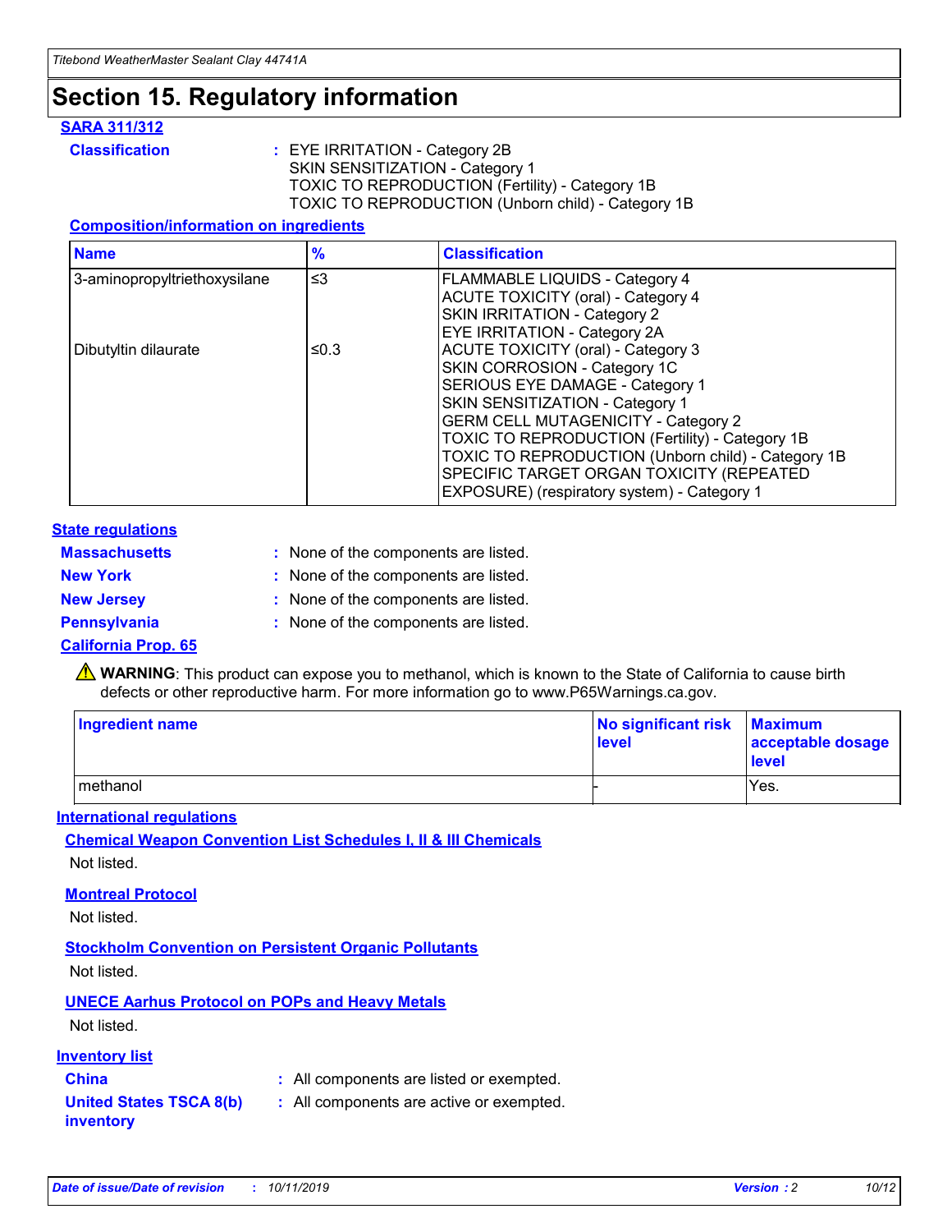# Section 15. Regulatory information

### SARA 311/312

**Classification** : EYE IRRITATION - Category 2B
SKIN SENSITIZATION - Category 1
TOXIC TO REPRODUCTION (Fertility) - Category 1B
TOXIC TO REPRODUCTION (Unborn child) - Category 1B

#### Composition/information on ingredients

| Name | % | Classification |
|---|---|---|
| 3-aminopropyltriethoxysilane | ≤3 | FLAMMABLE LIQUIDS - Category 4<br>ACUTE TOXICITY (oral) - Category 4<br>SKIN IRRITATION - Category 2<br>EYE IRRITATION - Category 2A |
| Dibutyltin dilaurate | ≤0.3 | ACUTE TOXICITY (oral) - Category 3<br>SKIN CORROSION - Category 1C<br>SERIOUS EYE DAMAGE - Category 1<br>SKIN SENSITIZATION - Category 1<br>GERM CELL MUTAGENICITY - Category 2<br>TOXIC TO REPRODUCTION (Fertility) - Category 1B<br>TOXIC TO REPRODUCTION (Unborn child) - Category 1B<br>SPECIFIC TARGET ORGAN TOXICITY (REPEATED EXPOSURE) (respiratory system) - Category 1 |

### State regulations

**Massachusetts** : None of the components are listed.

**New York** : None of the components are listed.

**New Jersey** : None of the components are listed.

**Pennsylvania** : None of the components are listed.

### California Prop. 65

⚠ **WARNING**: This product can expose you to methanol, which is known to the State of California to cause birth defects or other reproductive harm. For more information go to www.P65Warnings.ca.gov.

| Ingredient name | No significant risk level | Maximum acceptable dosage level |
|---|---|---|
| methanol | - | Yes. |

### International regulations

#### Chemical Weapon Convention List Schedules I, II & III Chemicals

Not listed.

#### Montreal Protocol

Not listed.

#### Stockholm Convention on Persistent Organic Pollutants

Not listed.

#### UNECE Aarhus Protocol on POPs and Heavy Metals

Not listed.

### Inventory list

**China** : All components are listed or exempted.

**United States TSCA 8(b) inventory** : All components are active or exempted.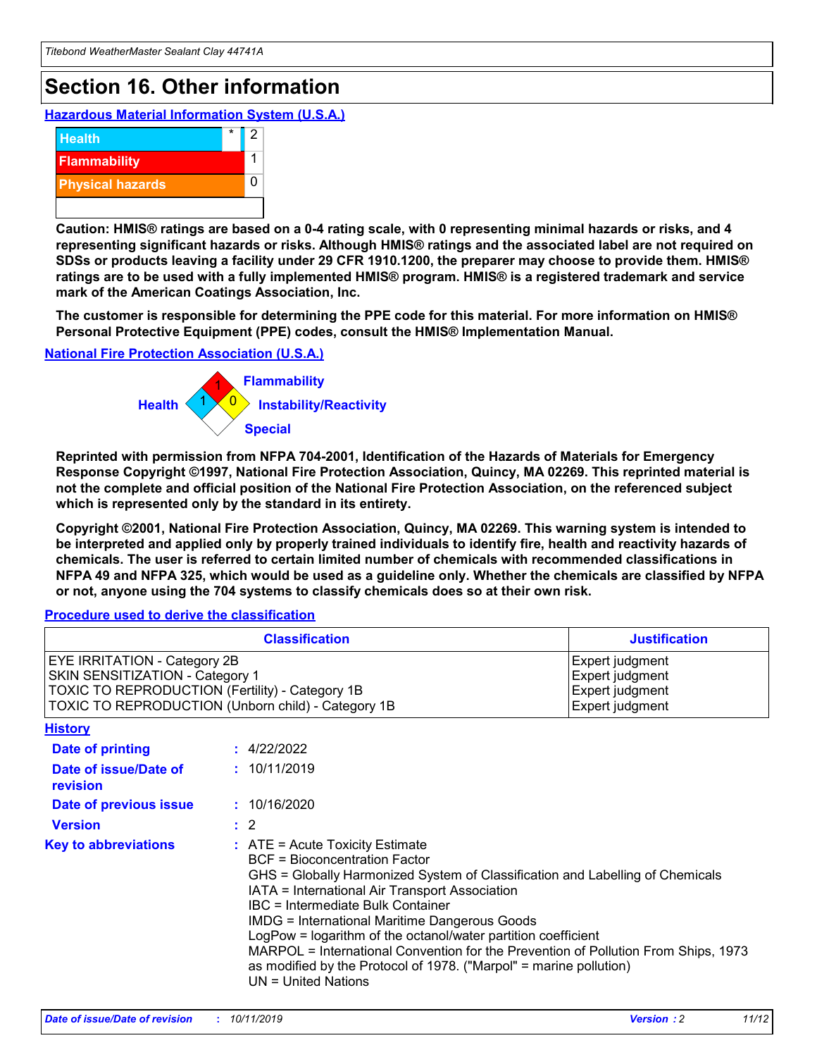# Section 16. Other information

## Hazardous Material Information System (U.S.A.)

| | | |
|---|---|---|
| Health | * | 2 |
| Flammability | | 1 |
| Physical hazards | | 0 |

**Caution: HMIS® ratings are based on a 0-4 rating scale, with 0 representing minimal hazards or risks, and 4 representing significant hazards or risks. Although HMIS® ratings and the associated label are not required on SDSs or products leaving a facility under 29 CFR 1910.1200, the preparer may choose to provide them. HMIS® ratings are to be used with a fully implemented HMIS® program. HMIS® is a registered trademark and service mark of the American Coatings Association, Inc.**

**The customer is responsible for determining the PPE code for this material. For more information on HMIS® Personal Protective Equipment (PPE) codes, consult the HMIS® Implementation Manual.**

## National Fire Protection Association (U.S.A.)

Flammability: 1
Health: 1
Instability/Reactivity: 0
Special:

**Reprinted with permission from NFPA 704-2001, Identification of the Hazards of Materials for Emergency Response Copyright ©1997, National Fire Protection Association, Quincy, MA 02269. This reprinted material is not the complete and official position of the National Fire Protection Association, on the referenced subject which is represented only by the standard in its entirety.**

**Copyright ©2001, National Fire Protection Association, Quincy, MA 02269. This warning system is intended to be interpreted and applied only by properly trained individuals to identify fire, health and reactivity hazards of chemicals. The user is referred to certain limited number of chemicals with recommended classifications in NFPA 49 and NFPA 325, which would be used as a guideline only. Whether the chemicals are classified by NFPA or not, anyone using the 704 systems to classify chemicals does so at their own risk.**

## Procedure used to derive the classification

| Classification | Justification |
|---|---|
| EYE IRRITATION - Category 2B | Expert judgment |
| SKIN SENSITIZATION - Category 1 | Expert judgment |
| TOXIC TO REPRODUCTION (Fertility) - Category 1B | Expert judgment |
| TOXIC TO REPRODUCTION (Unborn child) - Category 1B | Expert judgment |

## History

**Date of printing** : 4/22/2022

**Date of issue/Date of revision** : 10/11/2019

**Date of previous issue** : 10/16/2020

**Version** : 2

**Key to abbreviations** : ATE = Acute Toxicity Estimate
BCF = Bioconcentration Factor
GHS = Globally Harmonized System of Classification and Labelling of Chemicals
IATA = International Air Transport Association
IBC = Intermediate Bulk Container
IMDG = International Maritime Dangerous Goods
LogPow = logarithm of the octanol/water partition coefficient
MARPOL = International Convention for the Prevention of Pollution From Ships, 1973 as modified by the Protocol of 1978. ("Marpol" = marine pollution)
UN = United Nations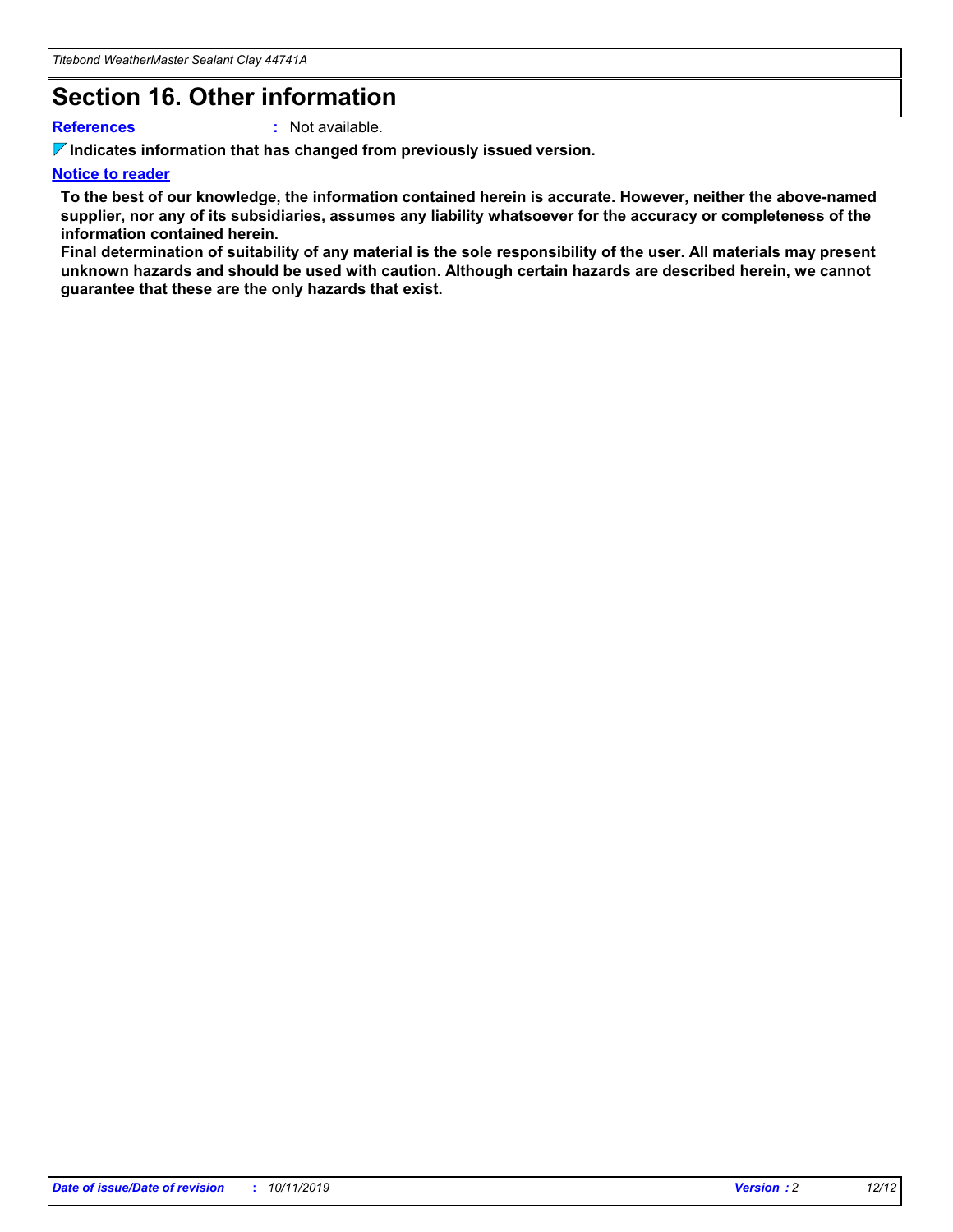# Section 16. Other information

**References** : Not available.

**Indicates information that has changed from previously issued version.**

**Notice to reader**

**To the best of our knowledge, the information contained herein is accurate. However, neither the above-named supplier, nor any of its subsidiaries, assumes any liability whatsoever for the accuracy or completeness of the information contained herein.**

**Final determination of suitability of any material is the sole responsibility of the user. All materials may present unknown hazards and should be used with caution. Although certain hazards are described herein, we cannot guarantee that these are the only hazards that exist.**